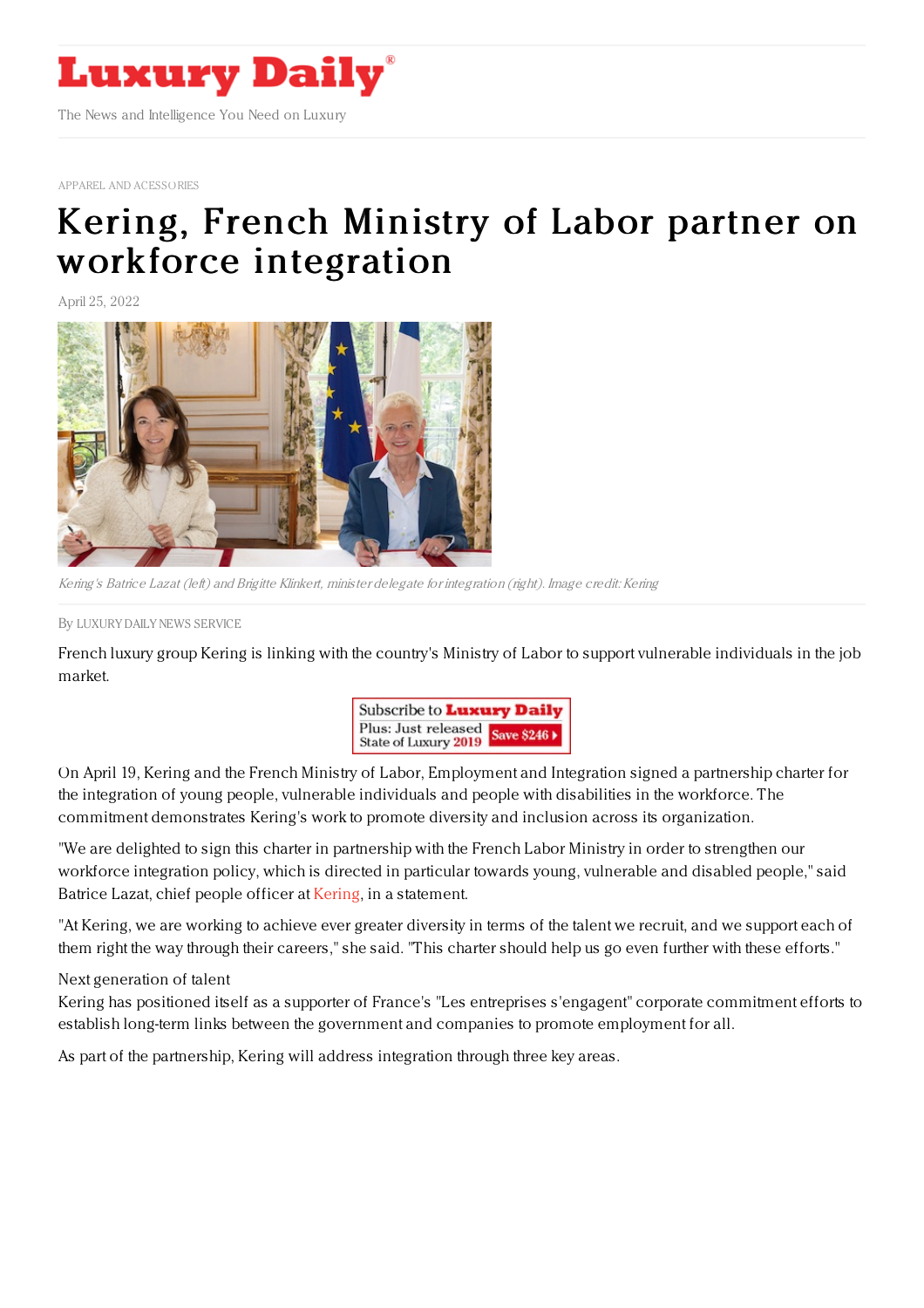# Luxury Daily

The News and Intelligence You Need on Luxury

APPAREL AND ACCESSORIES

# Kering, French Ministry of Labor partner on workforce integration

April 25, 2022

*Kering's Batrice Lazat (left) and Brigitte Klinkert, minister delegate for integration (right). Image credit: Kering*

By LUXURY DAILY NEWS SERVICE

French luxury group Kering is linking with the country's Ministry of Labor to support vulnerable individuals in the job market.

On April 19, Kering and the French Ministry of Labor, Employment and Integration signed a partnership charter for the integration of young people, vulnerable individuals and people with disabilities in the workforce. The commitment demonstrates Kering's work to promote diversity and inclusion across its organization.

"We are delighted to sign this charter in partnership with the French Labor Ministry in order to strengthen our workforce integration policy, which is directed in particular towards young, vulnerable and disabled people," said Batrice Lazat, chief people officer at Kering, in a statement.

"At Kering, we are working to achieve ever greater diversity in terms of the talent we recruit, and we support each of them right the way through their careers," she said. "This charter should help us go even further with these efforts."

Next generation of talent

Kering has positioned itself as a supporter of France's "Les entreprises s'engagent" corporate commitment efforts to establish long-term links between the government and companies to promote employment for all.

As part of the partnership, Kering will address integration through three key areas.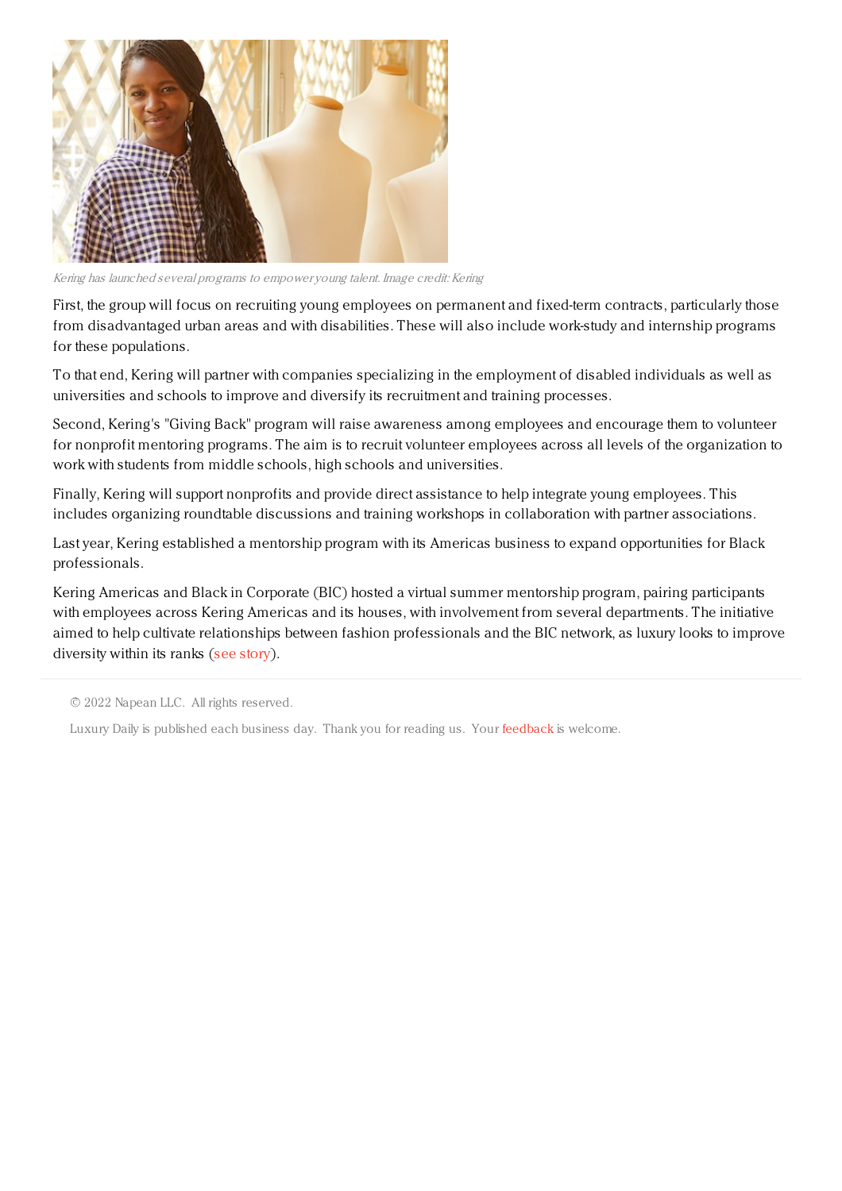*Kering has launched several programs to empower young talent. Image credit: Kering*

First, the group will focus on recruiting young employees on permanent and fixed-term contracts, particularly those from disadvantaged urban areas and with disabilities. These will also include work-study and internship programs for these populations.

To that end, Kering will partner with companies specializing in the employment of disabled individuals as well as universities and schools to improve and diversify its recruitment and training processes.

Second, Kering's "Giving Back" program will raise awareness among employees and encourage them to volunteer for nonprofit mentoring programs. The aim is to recruit volunteer employees across all levels of the organization to work with students from middle schools, high schools and universities.

Finally, Kering will support nonprofits and provide direct assistance to help integrate young employees. This includes organizing roundtable discussions and training workshops in collaboration with partner associations.

Last year, Kering established a mentorship program with its Americas business to expand opportunities for Black professionals.

Kering Americas and Black in Corporate (BIC) hosted a virtual summer mentorship program, pairing participants with employees across Kering Americas and its houses, with involvement from several departments. The initiative aimed to help cultivate relationships between fashion professionals and the BIC network, as luxury looks to improve diversity within its ranks (see story).

© 2022 Napean LLC. All rights reserved.

Luxury Daily is published each business day. Thank you for reading us. Your feedback is welcome.